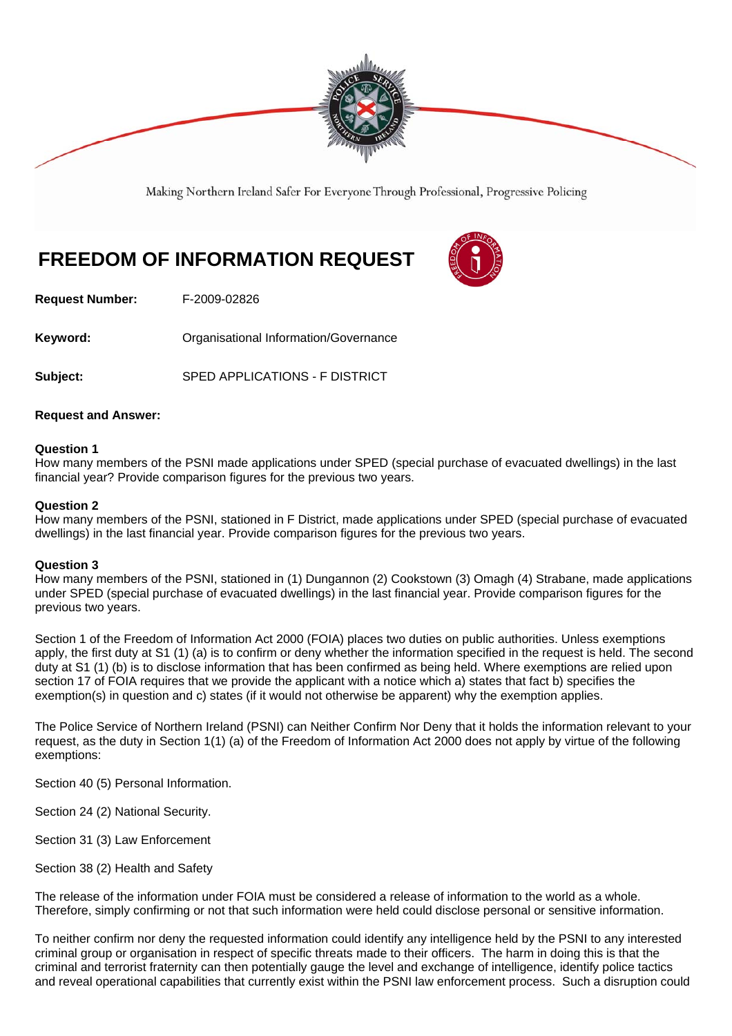Making Northern Ireland Safer For Everyone Through Professional, Progressive Policing

# FREEDOM OF INFORMATION REQUEST

**Request Number:** F-2009-02826

**Keyword:** Organisational Information/Governance

**Subject:** SPED APPLICATIONS - F DISTRICT

**Request and Answer:**

**Question 1**
How many members of the PSNI made applications under SPED (special purchase of evacuated dwellings) in the last financial year? Provide comparison figures for the previous two years.

**Question 2**
How many members of the PSNI, stationed in F District, made applications under SPED (special purchase of evacuated dwellings) in the last financial year. Provide comparison figures for the previous two years.

**Question 3**
How many members of the PSNI, stationed in (1) Dungannon (2) Cookstown (3) Omagh (4) Strabane, made applications under SPED (special purchase of evacuated dwellings) in the last financial year. Provide comparison figures for the previous two years.

Section 1 of the Freedom of Information Act 2000 (FOIA) places two duties on public authorities. Unless exemptions apply, the first duty at S1 (1) (a) is to confirm or deny whether the information specified in the request is held. The second duty at S1 (1) (b) is to disclose information that has been confirmed as being held. Where exemptions are relied upon section 17 of FOIA requires that we provide the applicant with a notice which a) states that fact b) specifies the exemption(s) in question and c) states (if it would not otherwise be apparent) why the exemption applies.

The Police Service of Northern Ireland (PSNI) can Neither Confirm Nor Deny that it holds the information relevant to your request, as the duty in Section 1(1) (a) of the Freedom of Information Act 2000 does not apply by virtue of the following exemptions:

Section 40 (5) Personal Information.

Section 24 (2) National Security.

Section 31 (3) Law Enforcement

Section 38 (2) Health and Safety

The release of the information under FOIA must be considered a release of information to the world as a whole. Therefore, simply confirming or not that such information were held could disclose personal or sensitive information.

To neither confirm nor deny the requested information could identify any intelligence held by the PSNI to any interested criminal group or organisation in respect of specific threats made to their officers. The harm in doing this is that the criminal and terrorist fraternity can then potentially gauge the level and exchange of intelligence, identify police tactics and reveal operational capabilities that currently exist within the PSNI law enforcement process. Such a disruption could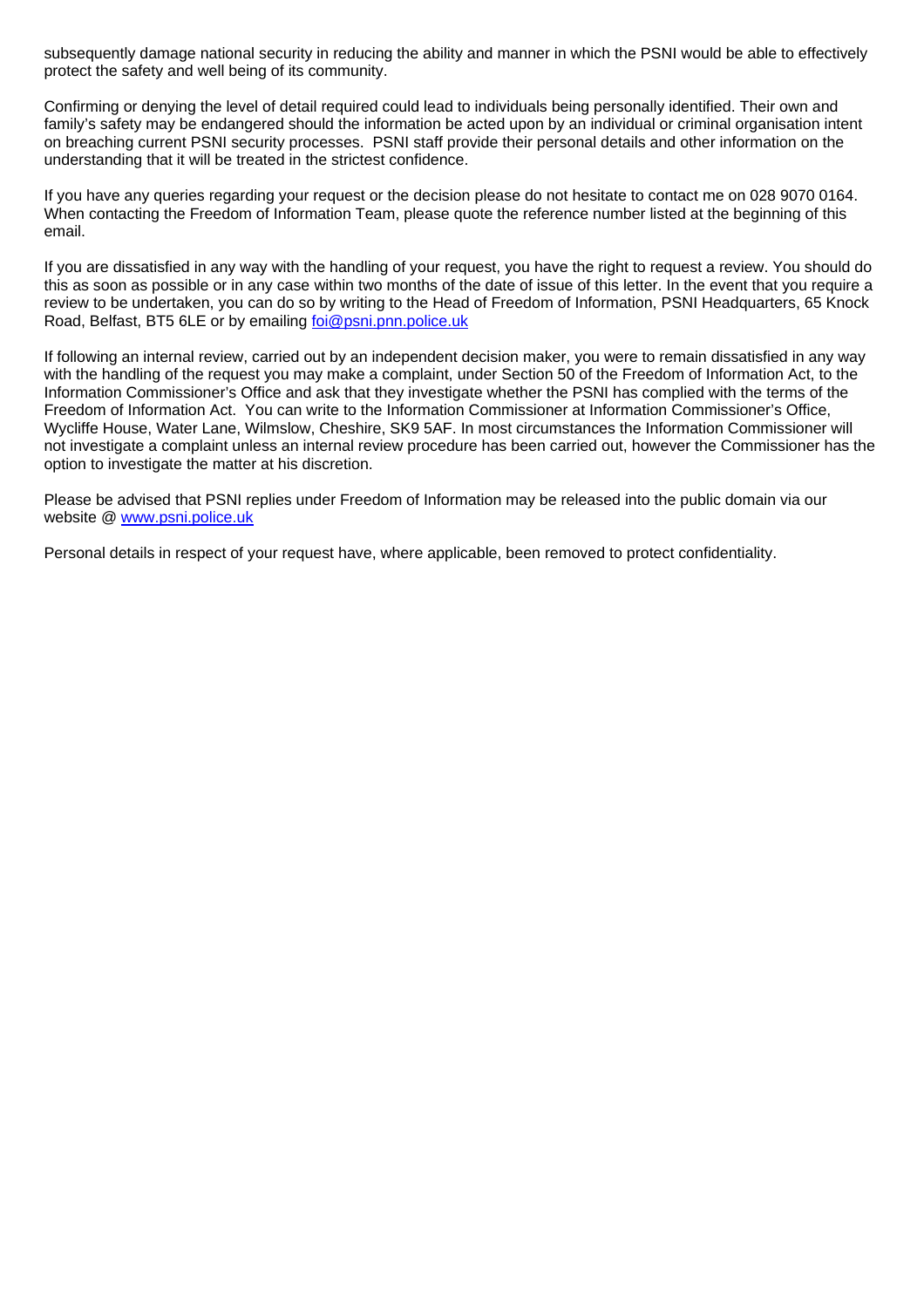subsequently damage national security in reducing the ability and manner in which the PSNI would be able to effectively protect the safety and well being of its community.

Confirming or denying the level of detail required could lead to individuals being personally identified. Their own and family's safety may be endangered should the information be acted upon by an individual or criminal organisation intent on breaching current PSNI security processes. PSNI staff provide their personal details and other information on the understanding that it will be treated in the strictest confidence.

If you have any queries regarding your request or the decision please do not hesitate to contact me on 028 9070 0164. When contacting the Freedom of Information Team, please quote the reference number listed at the beginning of this email.

If you are dissatisfied in any way with the handling of your request, you have the right to request a review. You should do this as soon as possible or in any case within two months of the date of issue of this letter. In the event that you require a review to be undertaken, you can do so by writing to the Head of Freedom of Information, PSNI Headquarters, 65 Knock Road, Belfast, BT5 6LE or by emailing [foi@psni.pnn.police.uk](mailto:foi@psni.pnn.police.uk)

If following an internal review, carried out by an independent decision maker, you were to remain dissatisfied in any way with the handling of the request you may make a complaint, under Section 50 of the Freedom of Information Act, to the Information Commissioner's Office and ask that they investigate whether the PSNI has complied with the terms of the Freedom of Information Act. You can write to the Information Commissioner at Information Commissioner's Office, Wycliffe House, Water Lane, Wilmslow, Cheshire, SK9 5AF. In most circumstances the Information Commissioner will not investigate a complaint unless an internal review procedure has been carried out, however the Commissioner has the option to investigate the matter at his discretion.

Please be advised that PSNI replies under Freedom of Information may be released into the public domain via our website @ [www.psni.police.uk](http://www.psni.police.uk)

Personal details in respect of your request have, where applicable, been removed to protect confidentiality.